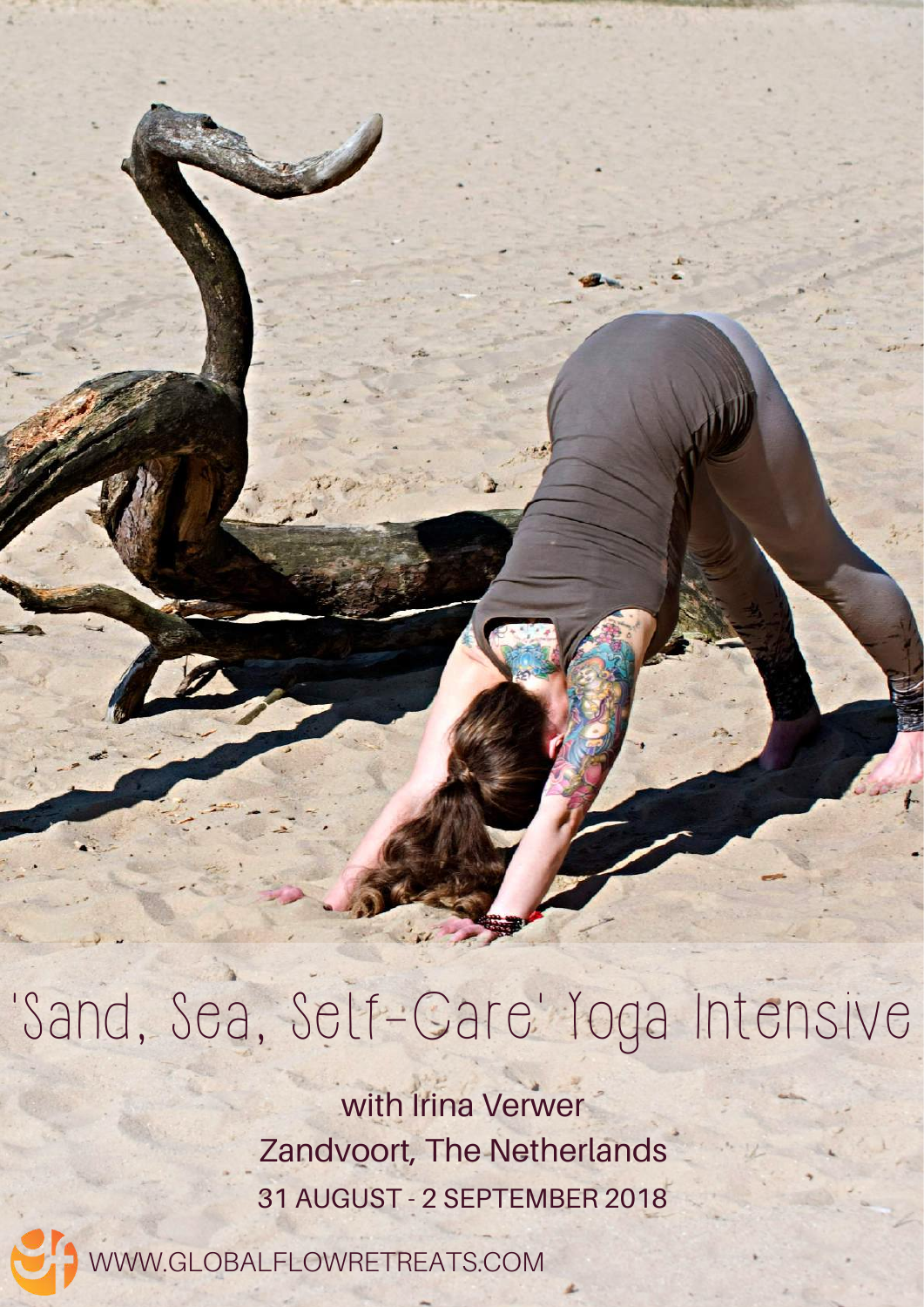# 'Sand, Sea, Self-Care' Yoga Intensive

with Irina Verwer

Zandvoort, The Netherlands

31 AUGUST - 2 SEPTEMBER 2018

WWW.GLOBALFLOWRETREATS.COM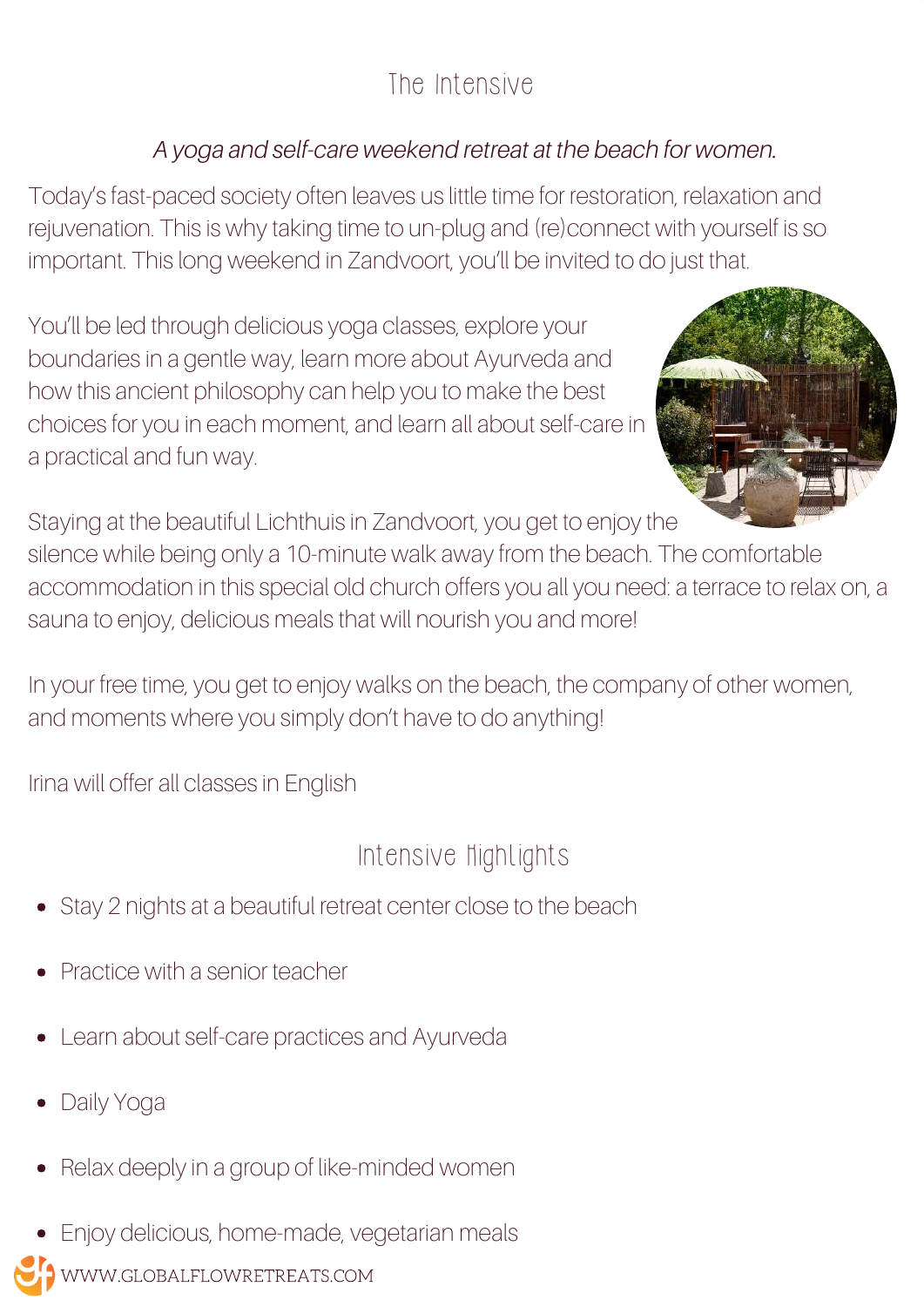## The Intensive

*A yoga and self-care weekend retreat at the beach for women.*

Today's fast-paced society often leaves us little time for restoration, relaxation and rejuvenation. This is why taking time to un-plug and (re)connect with yourself is so important. This long weekend in Zandvoort, you'll be invited to do just that.

You'll be led through delicious yoga classes, explore your boundaries in a gentle way, learn more about Ayurveda and how this ancient philosophy can help you to make the best choices for you in each moment, and learn all about self-care in a practical and fun way.

Staying at the beautiful Lichthuis in Zandvoort, you get to enjoy the silence while being only a 10-minute walk away from the beach. The comfortable accommodation in this special old church offers you all you need: a terrace to relax on, a sauna to enjoy, delicious meals that will nourish you and more!

In your free time, you get to enjoy walks on the beach, the company of other women, and moments where you simply don't have to do anything!

Irina will offer all classes in English

## Intensive Highlights

- Stay 2 nights at a beautiful retreat center close to the beach
- Practice with a senior teacher
- Learn about self-care practices and Ayurveda
- Daily Yoga
- Relax deeply in a group of like-minded women
- Enjoy delicious, home-made, vegetarian meals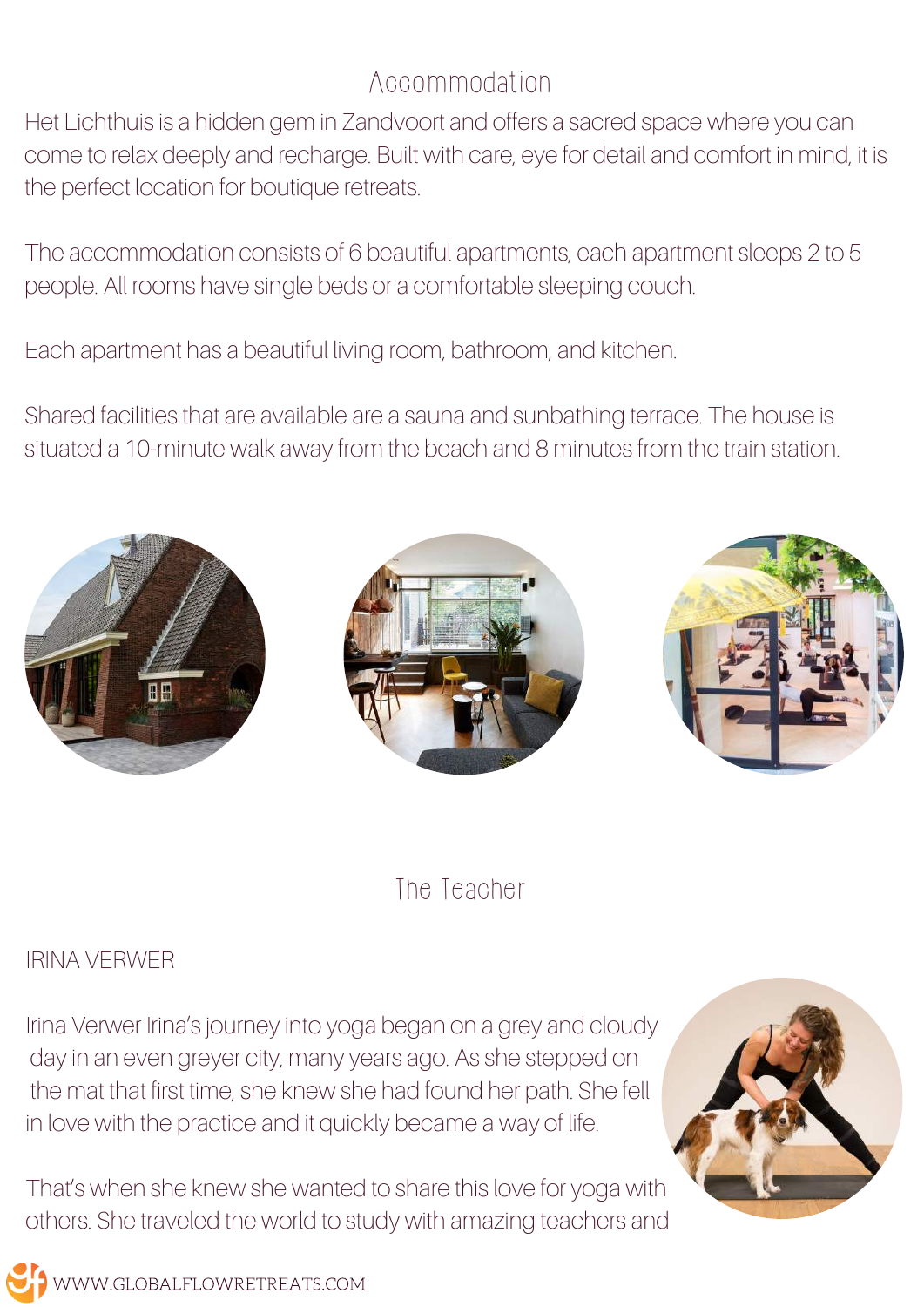## Accommodation

Het Lichthuis is a hidden gem in Zandvoort and offers a sacred space where you can come to relax deeply and recharge. Built with care, eye for detail and comfort in mind, it is the perfect location for boutique retreats.

The accommodation consists of 6 beautiful apartments, each apartment sleeps 2 to 5 people. All rooms have single beds or a comfortable sleeping couch.

Each apartment has a beautiful living room, bathroom, and kitchen.

Shared facilities that are available are a sauna and sunbathing terrace. The house is situated a 10-minute walk away from the beach and 8 minutes from the train station.

## The Teacher

IRINA VERWER

Irina Verwer Irina's journey into yoga began on a grey and cloudy day in an even greyer city, many years ago. As she stepped on the mat that first time, she knew she had found her path. She fell in love with the practice and it quickly became a way of life.

That's when she knew she wanted to share this love for yoga with others. She traveled the world to study with amazing teachers and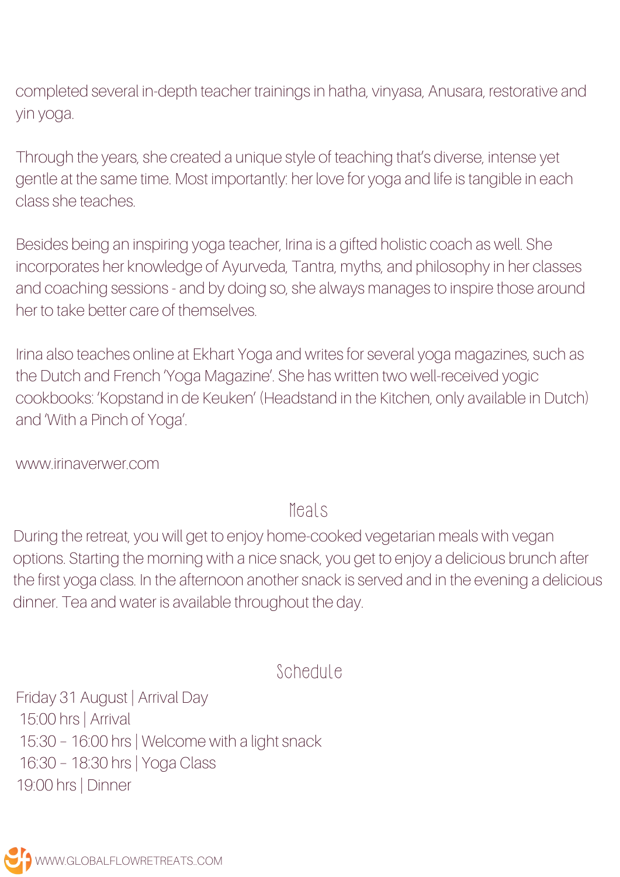completed several in-depth teacher trainings in hatha, vinyasa, Anusara, restorative and yin yoga.

Through the years, she created a unique style of teaching that's diverse, intense yet gentle at the same time. Most importantly: her love for yoga and life is tangible in each class she teaches.

Besides being an inspiring yoga teacher, Irina is a gifted holistic coach as well. She incorporates her knowledge of Ayurveda, Tantra, myths, and philosophy in her classes and coaching sessions - and by doing so, she always manages to inspire those around her to take better care of themselves.

Irina also teaches online at Ekhart Yoga and writes for several yoga magazines, such as the Dutch and French 'Yoga Magazine'. She has written two well-received yogic cookbooks: 'Kopstand in de Keuken' (Headstand in the Kitchen, only available in Dutch) and 'With a Pinch of Yoga'.

www.irinaverwer.com

## Meals

During the retreat, you will get to enjoy home-cooked vegetarian meals with vegan options. Starting the morning with a nice snack, you get to enjoy a delicious brunch after the first yoga class. In the afternoon another snack is served and in the evening a delicious dinner. Tea and water is available throughout the day.

## Schedule

Friday 31 August | Arrival Day
15:00 hrs | Arrival
15:30 – 16:00 hrs | Welcome with a light snack
16:30 – 18:30 hrs | Yoga Class
19:00 hrs | Dinner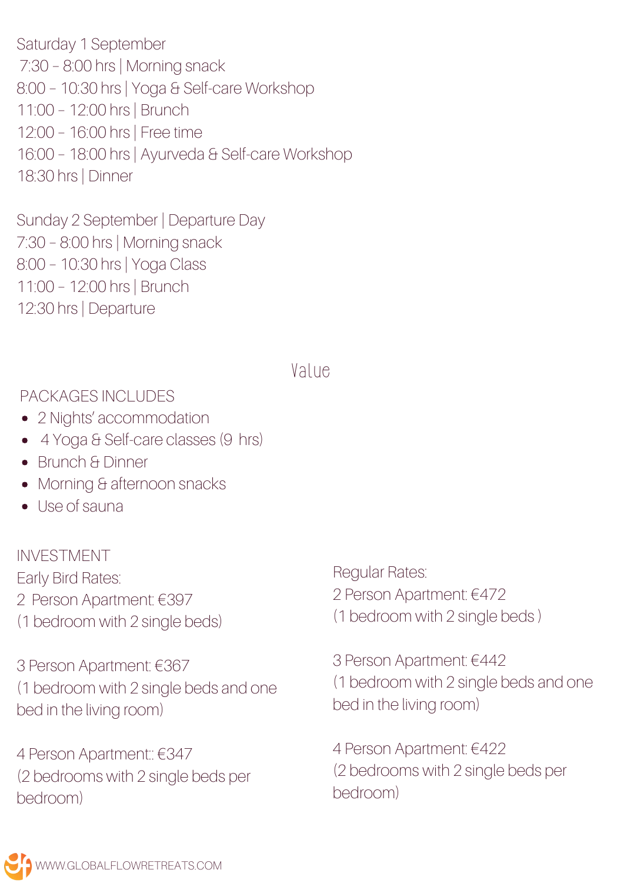Saturday 1 September
7:30 – 8:00 hrs | Morning snack
8:00 – 10:30 hrs | Yoga & Self-care Workshop
11:00 – 12:00 hrs | Brunch
12:00 – 16:00 hrs | Free time
16:00 – 18:00 hrs | Ayurveda & Self-care Workshop
18:30 hrs | Dinner

Sunday 2 September | Departure Day
7:30 – 8:00 hrs | Morning snack
8:00 – 10:30 hrs | Yoga Class
11:00 – 12:00 hrs | Brunch
12:30 hrs | Departure

## Value

PACKAGES INCLUDES

- 2 Nights' accommodation
- 4 Yoga & Self-care classes (9 hrs)
- Brunch & Dinner
- Morning & afternoon snacks
- Use of sauna

INVESTMENT

Early Bird Rates:

2 Person Apartment: €397
(1 bedroom with 2 single beds)

3 Person Apartment: €367
(1 bedroom with 2 single beds and one bed in the living room)

4 Person Apartment:: €347
(2 bedrooms with 2 single beds per bedroom)

Regular Rates:

2 Person Apartment: €472
(1 bedroom with 2 single beds )

3 Person Apartment: €442
(1 bedroom with 2 single beds and one bed in the living room)

4 Person Apartment: €422
(2 bedrooms with 2 single beds per bedroom)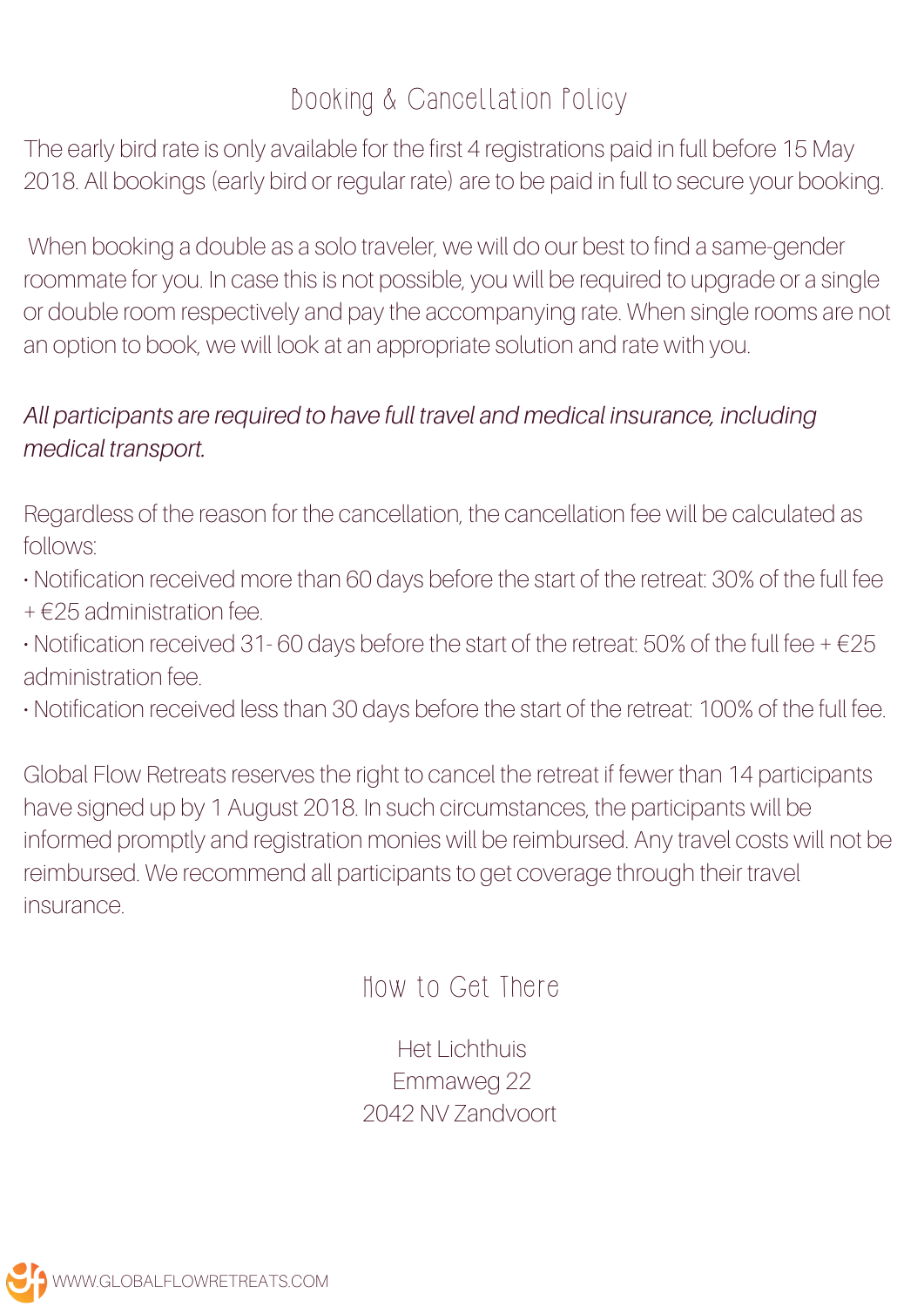## Booking & Cancellation Policy

The early bird rate is only available for the first 4 registrations paid in full before 15 May 2018. All bookings (early bird or regular rate) are to be paid in full to secure your booking.

When booking a double as a solo traveler, we will do our best to find a same-gender roommate for you. In case this is not possible, you will be required to upgrade or a single or double room respectively and pay the accompanying rate. When single rooms are not an option to book, we will look at an appropriate solution and rate with you.

*All participants are required to have full travel and medical insurance, including medical transport.*

Regardless of the reason for the cancellation, the cancellation fee will be calculated as follows:

- Notification received more than 60 days before the start of the retreat: 30% of the full fee + €25 administration fee.
- Notification received 31- 60 days before the start of the retreat: 50% of the full fee + €25 administration fee.
- Notification received less than 30 days before the start of the retreat: 100% of the full fee.

Global Flow Retreats reserves the right to cancel the retreat if fewer than 14 participants have signed up by 1 August 2018. In such circumstances, the participants will be informed promptly and registration monies will be reimbursed. Any travel costs will not be reimbursed. We recommend all participants to get coverage through their travel insurance.

## How to Get There

Het Lichthuis
Emmaweg 22
2042 NV Zandvoort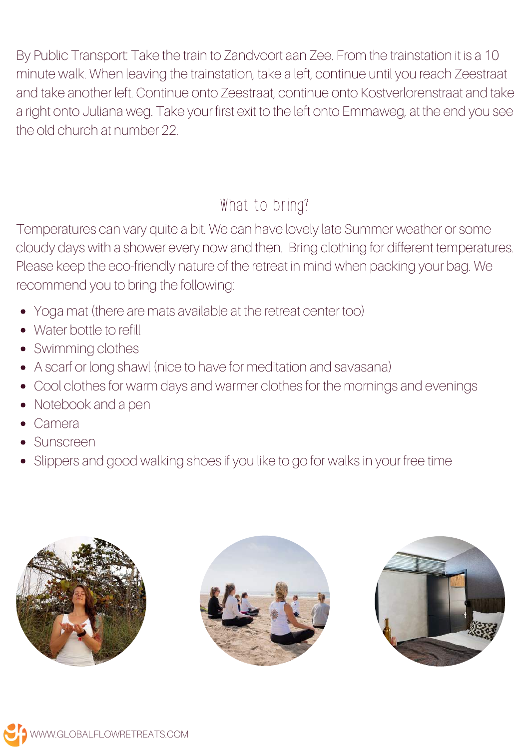By Public Transport: Take the train to Zandvoort aan Zee. From the trainstation it is a 10 minute walk. When leaving the trainstation, take a left, continue until you reach Zeestraat and take another left. Continue onto Zeestraat, continue onto Kostverlorenstraat and take a right onto Juliana weg. Take your first exit to the left onto Emmaweg, at the end you see the old church at number 22.

## What to bring?

Temperatures can vary quite a bit. We can have lovely late Summer weather or some cloudy days with a shower every now and then. Bring clothing for different temperatures. Please keep the eco-friendly nature of the retreat in mind when packing your bag. We recommend you to bring the following:

- Yoga mat (there are mats available at the retreat center too)
- Water bottle to refill
- Swimming clothes
- A scarf or long shawl (nice to have for meditation and savasana)
- Cool clothes for warm days and warmer clothes for the mornings and evenings
- Notebook and a pen
- Camera
- Sunscreen
- Slippers and good walking shoes if you like to go for walks in your free time

WWW.GLOBALFLOWRETREATS.COM